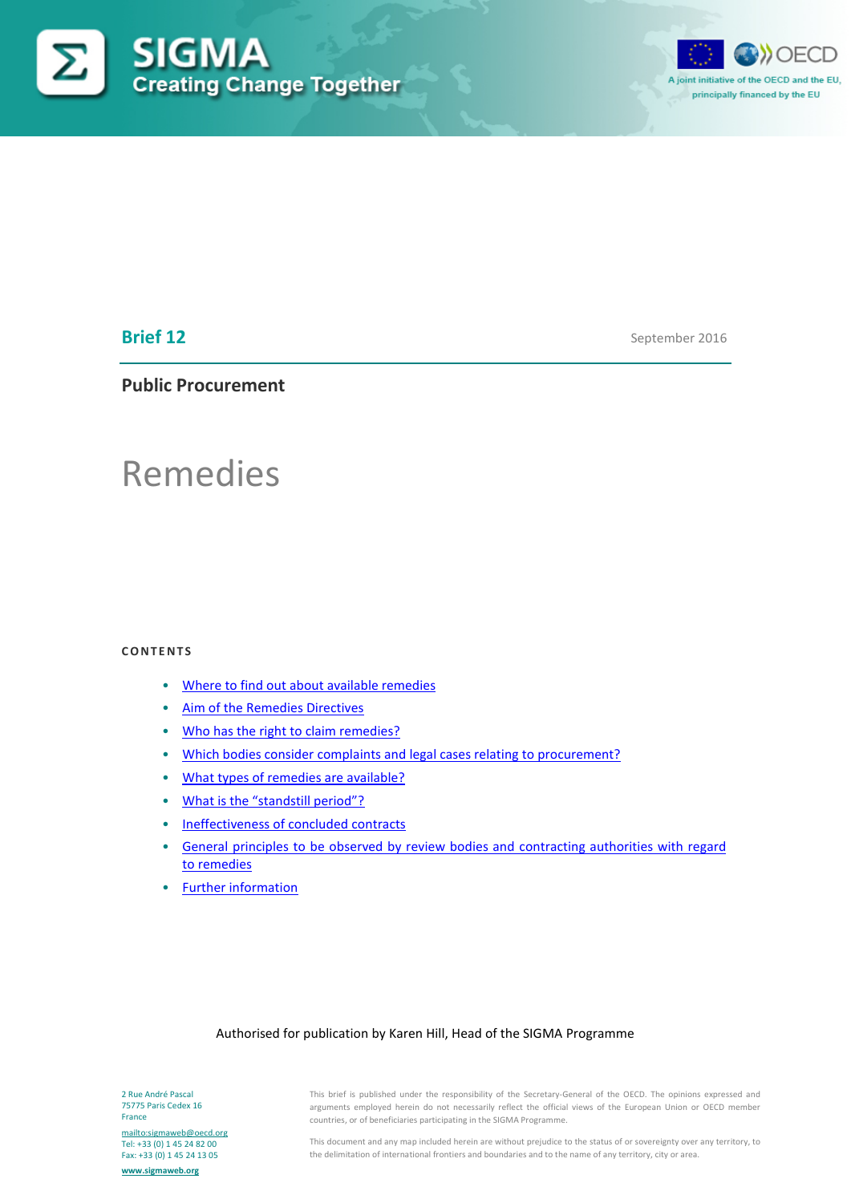SIGMA
Creating Change Together

A joint initiative of the OECD and the EU, principally financed by the EU

**Brief 12**

September 2016

**Public Procurement**

# Remedies

**CONTENTS**

- Where to find out about available remedies
- Aim of the Remedies Directives
- Who has the right to claim remedies?
- Which bodies consider complaints and legal cases relating to procurement?
- What types of remedies are available?
- What is the "standstill period"?
- Ineffectiveness of concluded contracts
- General principles to be observed by review bodies and contracting authorities with regard to remedies
- Further information

Authorised for publication by Karen Hill, Head of the SIGMA Programme

2 Rue André Pascal
75775 Paris Cedex 16
France

mailto:sigmaweb@oecd.org
Tel: +33 (0) 1 45 24 82 00
Fax: +33 (0) 1 45 24 13 05

www.sigmaweb.org

This brief is published under the responsibility of the Secretary-General of the OECD. The opinions expressed and arguments employed herein do not necessarily reflect the official views of the European Union or OECD member countries, or of beneficiaries participating in the SIGMA Programme.

This document and any map included herein are without prejudice to the status of or sovereignty over any territory, to the delimitation of international frontiers and boundaries and to the name of any territory, city or area.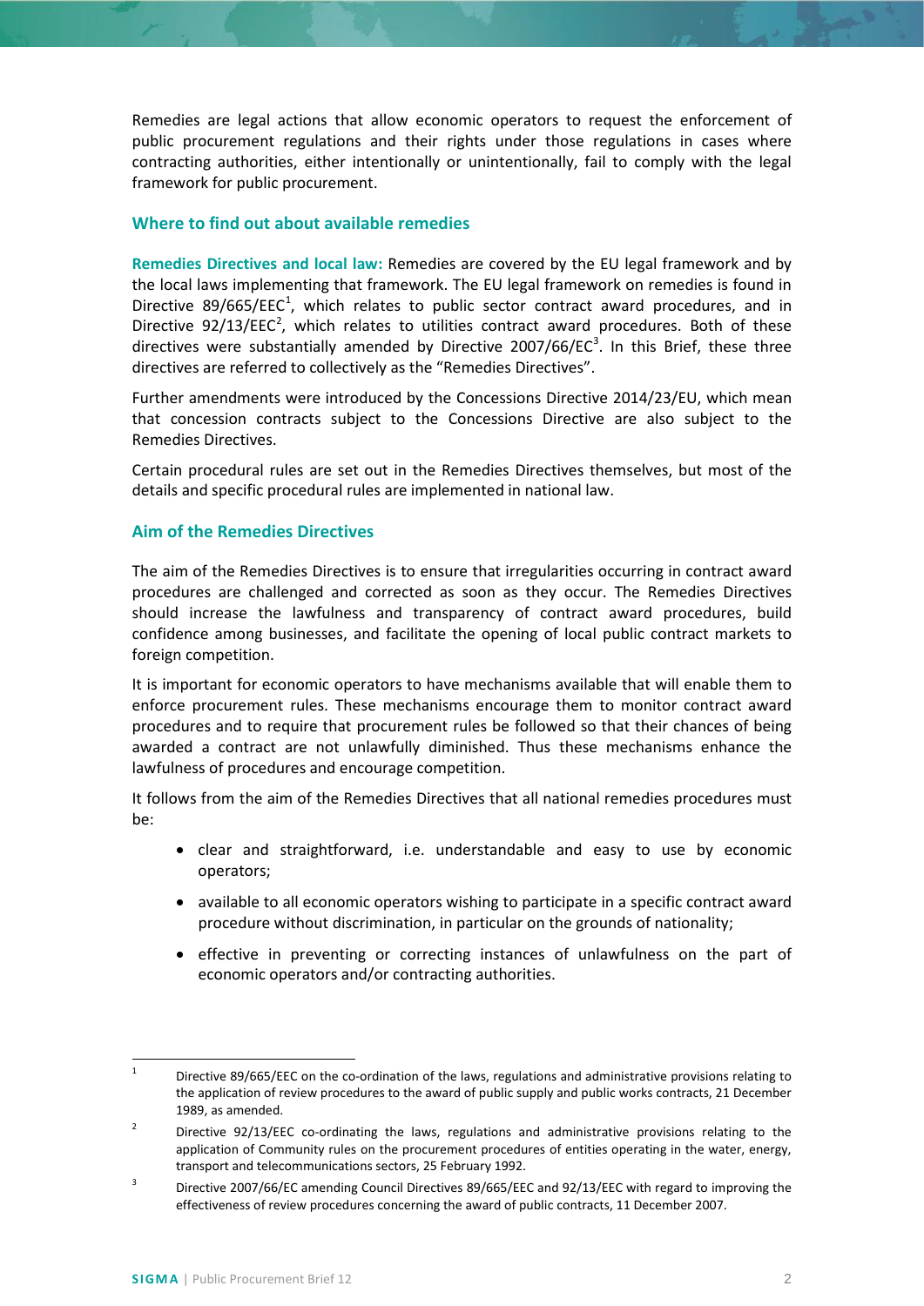Remedies are legal actions that allow economic operators to request the enforcement of public procurement regulations and their rights under those regulations in cases where contracting authorities, either intentionally or unintentionally, fail to comply with the legal framework for public procurement.

## Where to find out about available remedies

**Remedies Directives and local law:** Remedies are covered by the EU legal framework and by the local laws implementing that framework. The EU legal framework on remedies is found in Directive 89/665/EEC[1], which relates to public sector contract award procedures, and in Directive 92/13/EEC[2], which relates to utilities contract award procedures. Both of these directives were substantially amended by Directive 2007/66/EC[3]. In this Brief, these three directives are referred to collectively as the "Remedies Directives".

Further amendments were introduced by the Concessions Directive 2014/23/EU, which mean that concession contracts subject to the Concessions Directive are also subject to the Remedies Directives.

Certain procedural rules are set out in the Remedies Directives themselves, but most of the details and specific procedural rules are implemented in national law.

## Aim of the Remedies Directives

The aim of the Remedies Directives is to ensure that irregularities occurring in contract award procedures are challenged and corrected as soon as they occur. The Remedies Directives should increase the lawfulness and transparency of contract award procedures, build confidence among businesses, and facilitate the opening of local public contract markets to foreign competition.

It is important for economic operators to have mechanisms available that will enable them to enforce procurement rules. These mechanisms encourage them to monitor contract award procedures and to require that procurement rules be followed so that their chances of being awarded a contract are not unlawfully diminished. Thus these mechanisms enhance the lawfulness of procedures and encourage competition.

It follows from the aim of the Remedies Directives that all national remedies procedures must be:

- clear and straightforward, i.e. understandable and easy to use by economic operators;
- available to all economic operators wishing to participate in a specific contract award procedure without discrimination, in particular on the grounds of nationality;
- effective in preventing or correcting instances of unlawfulness on the part of economic operators and/or contracting authorities.

---

[1] Directive 89/665/EEC on the co-ordination of the laws, regulations and administrative provisions relating to the application of review procedures to the award of public supply and public works contracts, 21 December 1989, as amended.

[2] Directive 92/13/EEC co-ordinating the laws, regulations and administrative provisions relating to the application of Community rules on the procurement procedures of entities operating in the water, energy, transport and telecommunications sectors, 25 February 1992.

[3] Directive 2007/66/EC amending Council Directives 89/665/EEC and 92/13/EEC with regard to improving the effectiveness of review procedures concerning the award of public contracts, 11 December 2007.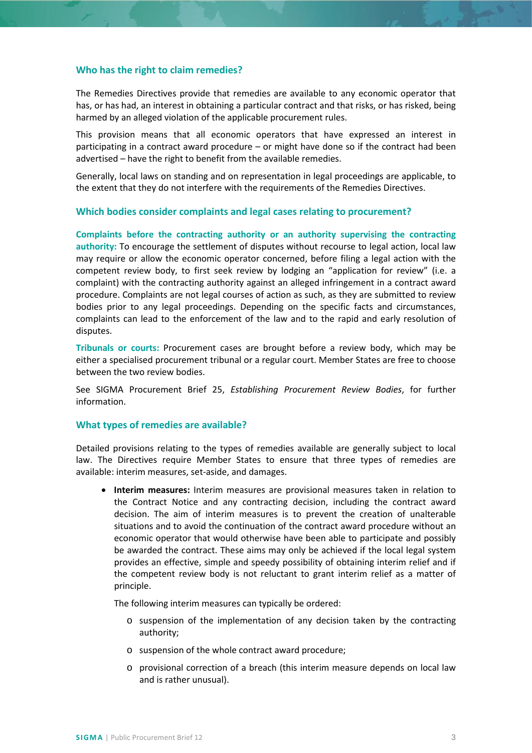### Who has the right to claim remedies?

The Remedies Directives provide that remedies are available to any economic operator that has, or has had, an interest in obtaining a particular contract and that risks, or has risked, being harmed by an alleged violation of the applicable procurement rules.

This provision means that all economic operators that have expressed an interest in participating in a contract award procedure – or might have done so if the contract had been advertised – have the right to benefit from the available remedies.

Generally, local laws on standing and on representation in legal proceedings are applicable, to the extent that they do not interfere with the requirements of the Remedies Directives.

### Which bodies consider complaints and legal cases relating to procurement?

**Complaints before the contracting authority or an authority supervising the contracting authority:** To encourage the settlement of disputes without recourse to legal action, local law may require or allow the economic operator concerned, before filing a legal action with the competent review body, to first seek review by lodging an "application for review" (i.e. a complaint) with the contracting authority against an alleged infringement in a contract award procedure. Complaints are not legal courses of action as such, as they are submitted to review bodies prior to any legal proceedings. Depending on the specific facts and circumstances, complaints can lead to the enforcement of the law and to the rapid and early resolution of disputes.

**Tribunals or courts:** Procurement cases are brought before a review body, which may be either a specialised procurement tribunal or a regular court. Member States are free to choose between the two review bodies.

See SIGMA Procurement Brief 25, *Establishing Procurement Review Bodies*, for further information.

### What types of remedies are available?

Detailed provisions relating to the types of remedies available are generally subject to local law. The Directives require Member States to ensure that three types of remedies are available: interim measures, set-aside, and damages.

- **Interim measures:** Interim measures are provisional measures taken in relation to the Contract Notice and any contracting decision, including the contract award decision. The aim of interim measures is to prevent the creation of unalterable situations and to avoid the continuation of the contract award procedure without an economic operator that would otherwise have been able to participate and possibly be awarded the contract. These aims may only be achieved if the local legal system provides an effective, simple and speedy possibility of obtaining interim relief and if the competent review body is not reluctant to grant interim relief as a matter of principle.

  The following interim measures can typically be ordered:

  - suspension of the implementation of any decision taken by the contracting authority;
  - suspension of the whole contract award procedure;
  - provisional correction of a breach (this interim measure depends on local law and is rather unusual).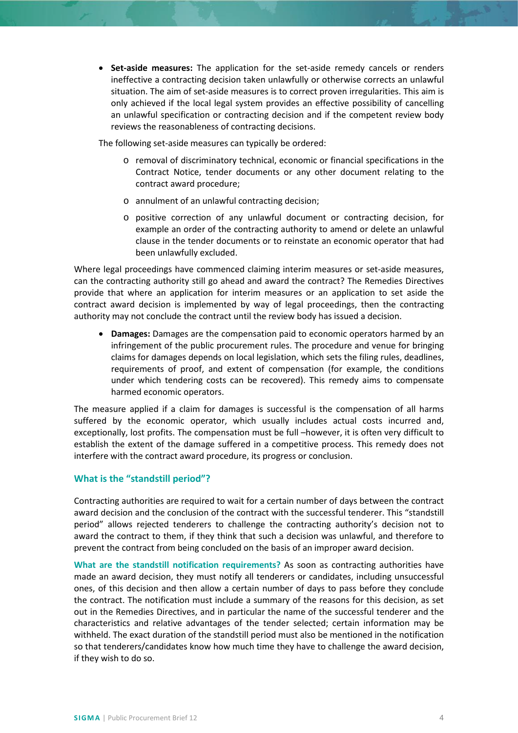- **Set-aside measures:** The application for the set-aside remedy cancels or renders ineffective a contracting decision taken unlawfully or otherwise corrects an unlawful situation. The aim of set-aside measures is to correct proven irregularities. This aim is only achieved if the local legal system provides an effective possibility of cancelling an unlawful specification or contracting decision and if the competent review body reviews the reasonableness of contracting decisions.

The following set-aside measures can typically be ordered:

  - removal of discriminatory technical, economic or financial specifications in the Contract Notice, tender documents or any other document relating to the contract award procedure;
  - annulment of an unlawful contracting decision;
  - positive correction of any unlawful document or contracting decision, for example an order of the contracting authority to amend or delete an unlawful clause in the tender documents or to reinstate an economic operator that had been unlawfully excluded.

Where legal proceedings have commenced claiming interim measures or set-aside measures, can the contracting authority still go ahead and award the contract? The Remedies Directives provide that where an application for interim measures or an application to set aside the contract award decision is implemented by way of legal proceedings, then the contracting authority may not conclude the contract until the review body has issued a decision.

- **Damages:** Damages are the compensation paid to economic operators harmed by an infringement of the public procurement rules. The procedure and venue for bringing claims for damages depends on local legislation, which sets the filing rules, deadlines, requirements of proof, and extent of compensation (for example, the conditions under which tendering costs can be recovered). This remedy aims to compensate harmed economic operators.

The measure applied if a claim for damages is successful is the compensation of all harms suffered by the economic operator, which usually includes actual costs incurred and, exceptionally, lost profits. The compensation must be full –however, it is often very difficult to establish the extent of the damage suffered in a competitive process. This remedy does not interfere with the contract award procedure, its progress or conclusion.

### What is the "standstill period"?

Contracting authorities are required to wait for a certain number of days between the contract award decision and the conclusion of the contract with the successful tenderer. This "standstill period" allows rejected tenderers to challenge the contracting authority's decision not to award the contract to them, if they think that such a decision was unlawful, and therefore to prevent the contract from being concluded on the basis of an improper award decision.

**What are the standstill notification requirements?** As soon as contracting authorities have made an award decision, they must notify all tenderers or candidates, including unsuccessful ones, of this decision and then allow a certain number of days to pass before they conclude the contract. The notification must include a summary of the reasons for this decision, as set out in the Remedies Directives, and in particular the name of the successful tenderer and the characteristics and relative advantages of the tender selected; certain information may be withheld. The exact duration of the standstill period must also be mentioned in the notification so that tenderers/candidates know how much time they have to challenge the award decision, if they wish to do so.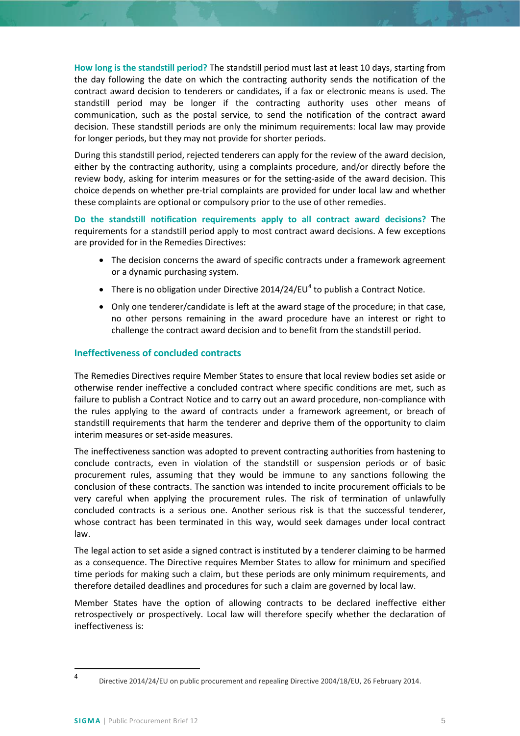**How long is the standstill period?** The standstill period must last at least 10 days, starting from the day following the date on which the contracting authority sends the notification of the contract award decision to tenderers or candidates, if a fax or electronic means is used. The standstill period may be longer if the contracting authority uses other means of communication, such as the postal service, to send the notification of the contract award decision. These standstill periods are only the minimum requirements: local law may provide for longer periods, but they may not provide for shorter periods.

During this standstill period, rejected tenderers can apply for the review of the award decision, either by the contracting authority, using a complaints procedure, and/or directly before the review body, asking for interim measures or for the setting-aside of the award decision. This choice depends on whether pre-trial complaints are provided for under local law and whether these complaints are optional or compulsory prior to the use of other remedies.

**Do the standstill notification requirements apply to all contract award decisions?** The requirements for a standstill period apply to most contract award decisions. A few exceptions are provided for in the Remedies Directives:

- The decision concerns the award of specific contracts under a framework agreement or a dynamic purchasing system.
- There is no obligation under Directive 2014/24/EU[4] to publish a Contract Notice.
- Only one tenderer/candidate is left at the award stage of the procedure; in that case, no other persons remaining in the award procedure have an interest or right to challenge the contract award decision and to benefit from the standstill period.

## Ineffectiveness of concluded contracts

The Remedies Directives require Member States to ensure that local review bodies set aside or otherwise render ineffective a concluded contract where specific conditions are met, such as failure to publish a Contract Notice and to carry out an award procedure, non-compliance with the rules applying to the award of contracts under a framework agreement, or breach of standstill requirements that harm the tenderer and deprive them of the opportunity to claim interim measures or set-aside measures.

The ineffectiveness sanction was adopted to prevent contracting authorities from hastening to conclude contracts, even in violation of the standstill or suspension periods or of basic procurement rules, assuming that they would be immune to any sanctions following the conclusion of these contracts. The sanction was intended to incite procurement officials to be very careful when applying the procurement rules. The risk of termination of unlawfully concluded contracts is a serious one. Another serious risk is that the successful tenderer, whose contract has been terminated in this way, would seek damages under local contract law.

The legal action to set aside a signed contract is instituted by a tenderer claiming to be harmed as a consequence. The Directive requires Member States to allow for minimum and specified time periods for making such a claim, but these periods are only minimum requirements, and therefore detailed deadlines and procedures for such a claim are governed by local law.

Member States have the option of allowing contracts to be declared ineffective either retrospectively or prospectively. Local law will therefore specify whether the declaration of ineffectiveness is:

---

[4] Directive 2014/24/EU on public procurement and repealing Directive 2004/18/EU, 26 February 2014.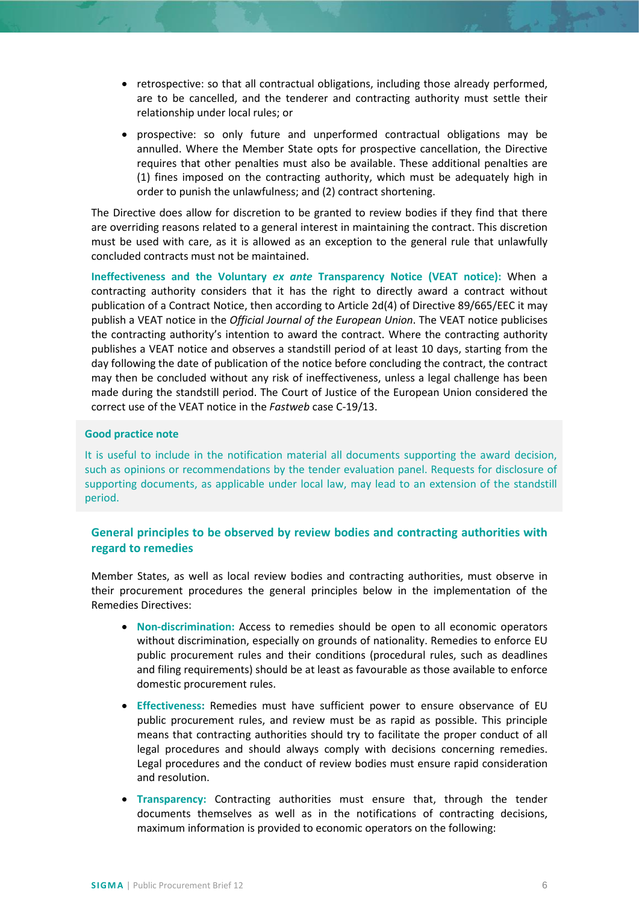- retrospective: so that all contractual obligations, including those already performed, are to be cancelled, and the tenderer and contracting authority must settle their relationship under local rules; or
- prospective: so only future and unperformed contractual obligations may be annulled. Where the Member State opts for prospective cancellation, the Directive requires that other penalties must also be available. These additional penalties are (1) fines imposed on the contracting authority, which must be adequately high in order to punish the unlawfulness; and (2) contract shortening.

The Directive does allow for discretion to be granted to review bodies if they find that there are overriding reasons related to a general interest in maintaining the contract. This discretion must be used with care, as it is allowed as an exception to the general rule that unlawfully concluded contracts must not be maintained.

**Ineffectiveness and the Voluntary *ex ante* Transparency Notice (VEAT notice):** When a contracting authority considers that it has the right to directly award a contract without publication of a Contract Notice, then according to Article 2d(4) of Directive 89/665/EEC it may publish a VEAT notice in the *Official Journal of the European Union*. The VEAT notice publicises the contracting authority's intention to award the contract. Where the contracting authority publishes a VEAT notice and observes a standstill period of at least 10 days, starting from the day following the date of publication of the notice before concluding the contract, the contract may then be concluded without any risk of ineffectiveness, unless a legal challenge has been made during the standstill period. The Court of Justice of the European Union considered the correct use of the VEAT notice in the *Fastweb* case C-19/13.

> **Good practice note**
>
> It is useful to include in the notification material all documents supporting the award decision, such as opinions or recommendations by the tender evaluation panel. Requests for disclosure of supporting documents, as applicable under local law, may lead to an extension of the standstill period.

## General principles to be observed by review bodies and contracting authorities with regard to remedies

Member States, as well as local review bodies and contracting authorities, must observe in their procurement procedures the general principles below in the implementation of the Remedies Directives:

- **Non-discrimination:** Access to remedies should be open to all economic operators without discrimination, especially on grounds of nationality. Remedies to enforce EU public procurement rules and their conditions (procedural rules, such as deadlines and filing requirements) should be at least as favourable as those available to enforce domestic procurement rules.
- **Effectiveness:** Remedies must have sufficient power to ensure observance of EU public procurement rules, and review must be as rapid as possible. This principle means that contracting authorities should try to facilitate the proper conduct of all legal procedures and should always comply with decisions concerning remedies. Legal procedures and the conduct of review bodies must ensure rapid consideration and resolution.
- **Transparency:** Contracting authorities must ensure that, through the tender documents themselves as well as in the notifications of contracting decisions, maximum information is provided to economic operators on the following: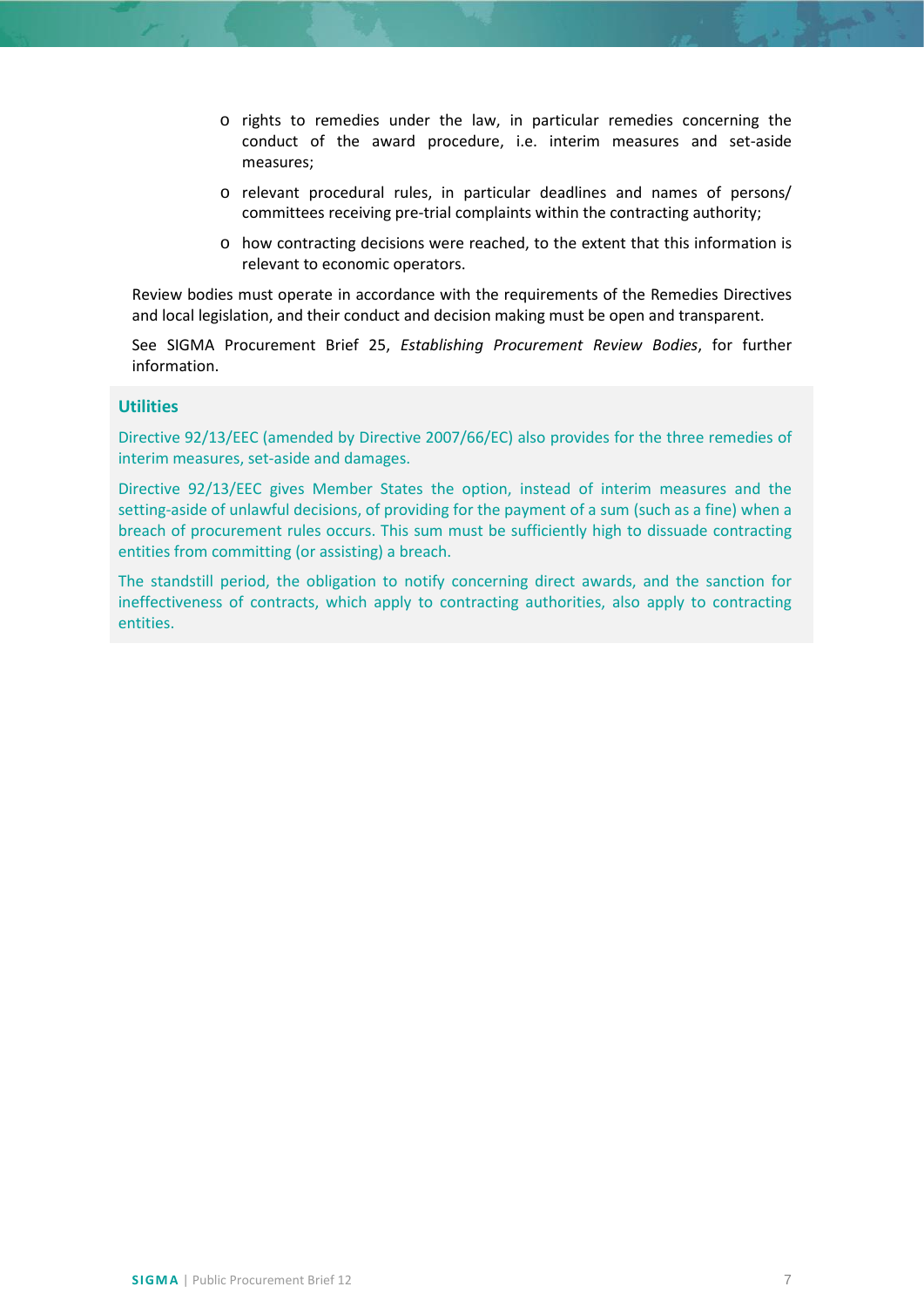- rights to remedies under the law, in particular remedies concerning the conduct of the award procedure, i.e. interim measures and set-aside measures;
- relevant procedural rules, in particular deadlines and names of persons/ committees receiving pre-trial complaints within the contracting authority;
- how contracting decisions were reached, to the extent that this information is relevant to economic operators.

Review bodies must operate in accordance with the requirements of the Remedies Directives and local legislation, and their conduct and decision making must be open and transparent.

See SIGMA Procurement Brief 25, *Establishing Procurement Review Bodies*, for further information.

### Utilities

Directive 92/13/EEC (amended by Directive 2007/66/EC) also provides for the three remedies of interim measures, set-aside and damages.

Directive 92/13/EEC gives Member States the option, instead of interim measures and the setting-aside of unlawful decisions, of providing for the payment of a sum (such as a fine) when a breach of procurement rules occurs. This sum must be sufficiently high to dissuade contracting entities from committing (or assisting) a breach.

The standstill period, the obligation to notify concerning direct awards, and the sanction for ineffectiveness of contracts, which apply to contracting authorities, also apply to contracting entities.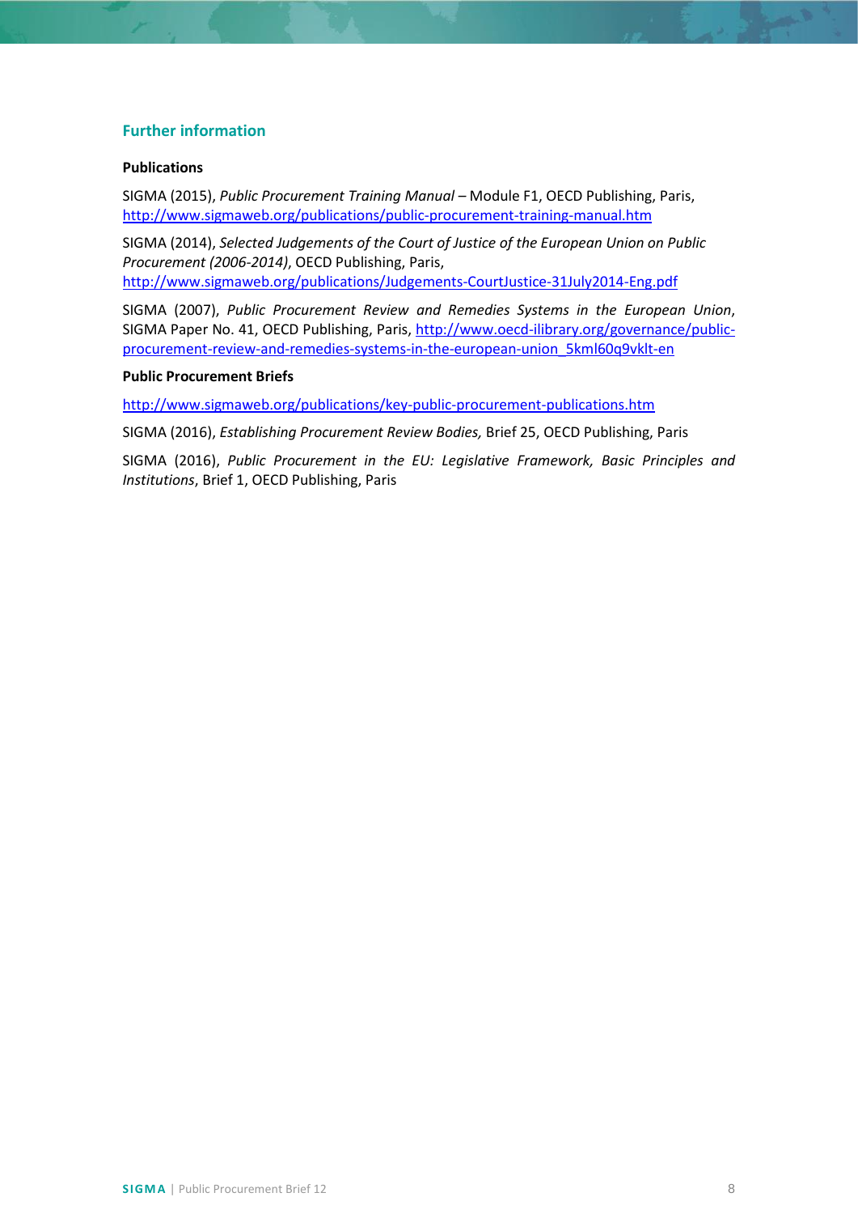## Further information

**Publications**

SIGMA (2015), *Public Procurement Training Manual* – Module F1, OECD Publishing, Paris, http://www.sigmaweb.org/publications/public-procurement-training-manual.htm

SIGMA (2014), *Selected Judgements of the Court of Justice of the European Union on Public Procurement (2006-2014)*, OECD Publishing, Paris, http://www.sigmaweb.org/publications/Judgements-CourtJustice-31July2014-Eng.pdf

SIGMA (2007), *Public Procurement Review and Remedies Systems in the European Union*, SIGMA Paper No. 41, OECD Publishing, Paris, http://www.oecd-ilibrary.org/governance/public-procurement-review-and-remedies-systems-in-the-european-union_5kml60q9vklt-en

**Public Procurement Briefs**

http://www.sigmaweb.org/publications/key-public-procurement-publications.htm

SIGMA (2016), *Establishing Procurement Review Bodies,* Brief 25, OECD Publishing, Paris

SIGMA (2016), *Public Procurement in the EU: Legislative Framework, Basic Principles and Institutions*, Brief 1, OECD Publishing, Paris